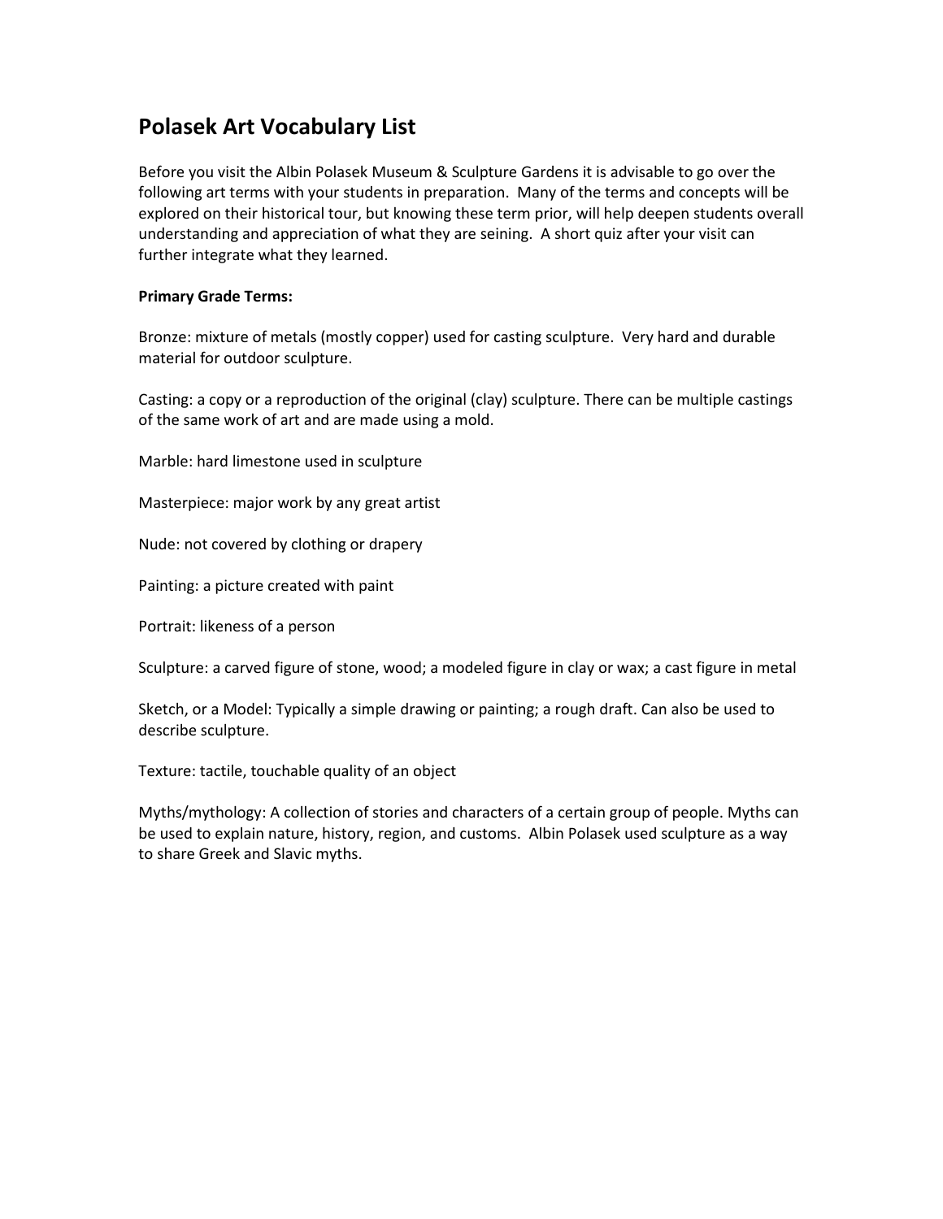# Polasek Art Vocabulary List

Before you visit the Albin Polasek Museum & Sculpture Gardens it is advisable to go over the following art terms with your students in preparation. Many of the terms and concepts will be explored on their historical tour, but knowing these term prior, will help deepen students overall understanding and appreciation of what they are seining. A short quiz after your visit can further integrate what they learned.

**Primary Grade Terms:**

Bronze: mixture of metals (mostly copper) used for casting sculpture. Very hard and durable material for outdoor sculpture.

Casting: a copy or a reproduction of the original (clay) sculpture. There can be multiple castings of the same work of art and are made using a mold.

Marble: hard limestone used in sculpture

Masterpiece: major work by any great artist

Nude: not covered by clothing or drapery

Painting: a picture created with paint

Portrait: likeness of a person

Sculpture: a carved figure of stone, wood; a modeled figure in clay or wax; a cast figure in metal

Sketch, or a Model: Typically a simple drawing or painting; a rough draft. Can also be used to describe sculpture.

Texture: tactile, touchable quality of an object

Myths/mythology: A collection of stories and characters of a certain group of people. Myths can be used to explain nature, history, region, and customs. Albin Polasek used sculpture as a way to share Greek and Slavic myths.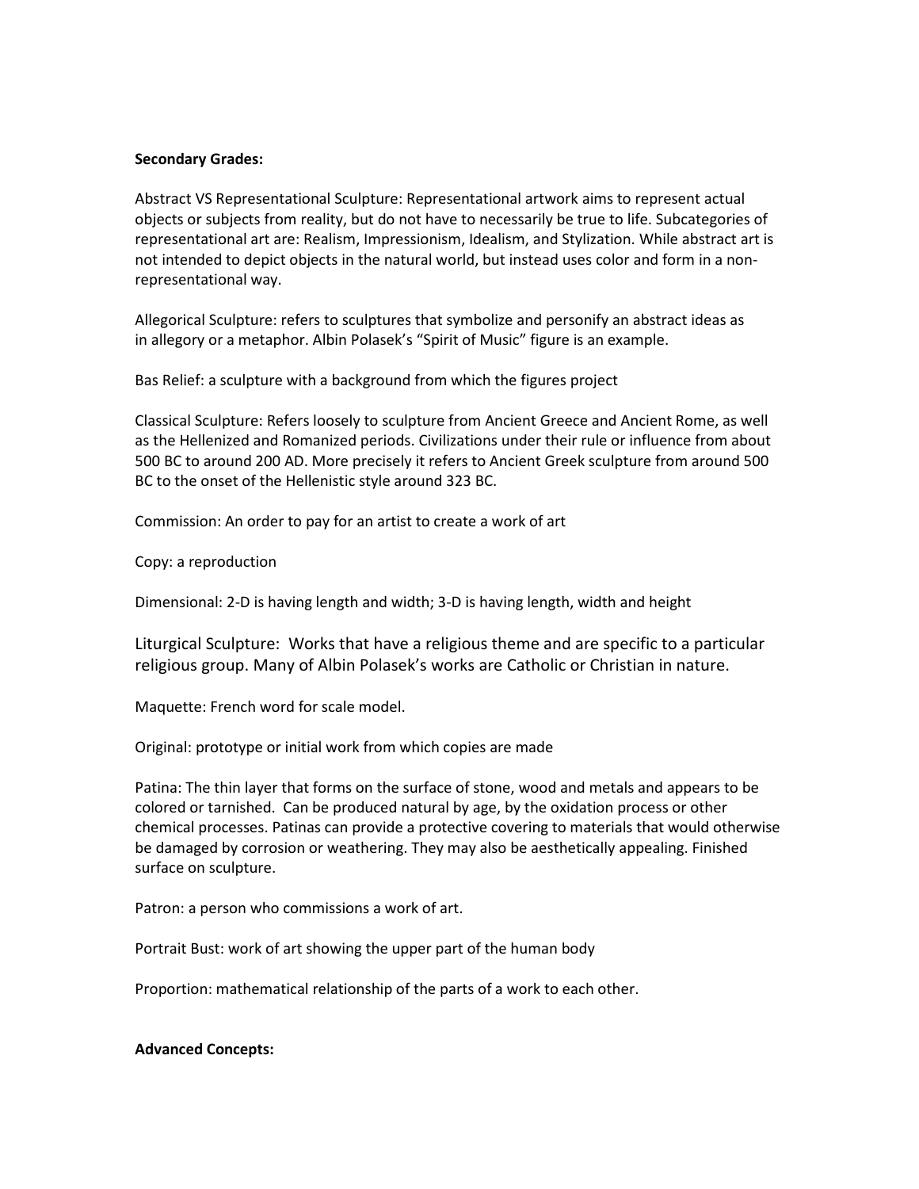**Secondary Grades:**

Abstract VS Representational Sculpture: Representational artwork aims to represent actual objects or subjects from reality, but do not have to necessarily be true to life. Subcategories of representational art are: Realism, Impressionism, Idealism, and Stylization. While abstract art is not intended to depict objects in the natural world, but instead uses color and form in a non-representational way.

Allegorical Sculpture: refers to sculptures that symbolize and personify an abstract ideas as in allegory or a metaphor. Albin Polasek's "Spirit of Music" figure is an example.

Bas Relief: a sculpture with a background from which the figures project

Classical Sculpture: Refers loosely to sculpture from Ancient Greece and Ancient Rome, as well as the Hellenized and Romanized periods. Civilizations under their rule or influence from about 500 BC to around 200 AD. More precisely it refers to Ancient Greek sculpture from around 500 BC to the onset of the Hellenistic style around 323 BC.

Commission: An order to pay for an artist to create a work of art

Copy: a reproduction

Dimensional: 2-D is having length and width; 3-D is having length, width and height

Liturgical Sculpture: Works that have a religious theme and are specific to a particular religious group. Many of Albin Polasek's works are Catholic or Christian in nature.

Maquette: French word for scale model.

Original: prototype or initial work from which copies are made

Patina: The thin layer that forms on the surface of stone, wood and metals and appears to be colored or tarnished. Can be produced natural by age, by the oxidation process or other chemical processes. Patinas can provide a protective covering to materials that would otherwise be damaged by corrosion or weathering. They may also be aesthetically appealing. Finished surface on sculpture.

Patron: a person who commissions a work of art.

Portrait Bust: work of art showing the upper part of the human body

Proportion: mathematical relationship of the parts of a work to each other.

**Advanced Concepts:**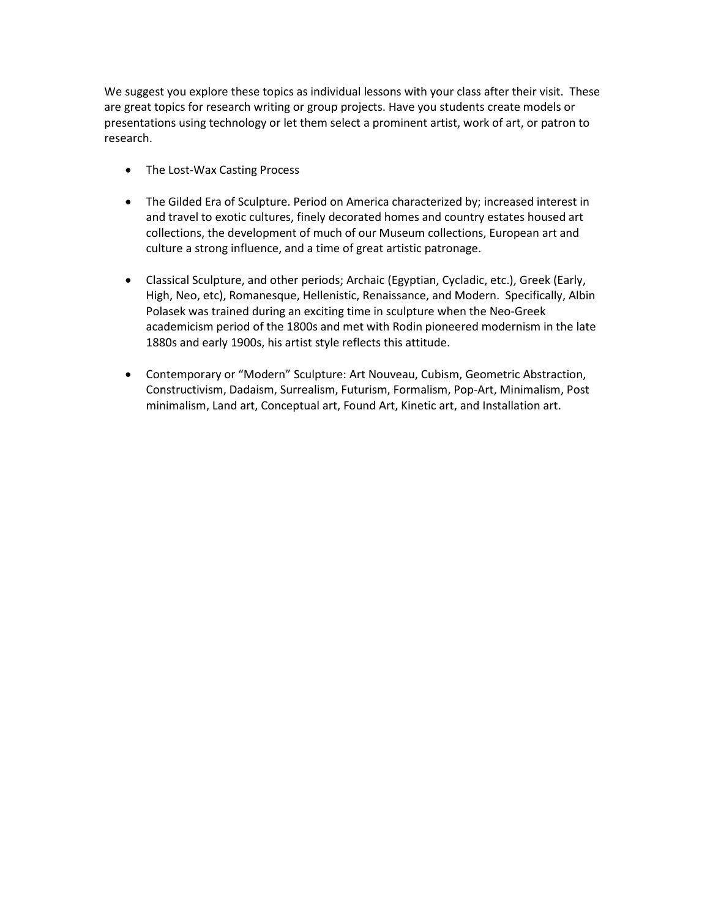We suggest you explore these topics as individual lessons with your class after their visit. These are great topics for research writing or group projects. Have you students create models or presentations using technology or let them select a prominent artist, work of art, or patron to research.

- The Lost-Wax Casting Process

- The Gilded Era of Sculpture. Period on America characterized by; increased interest in and travel to exotic cultures, finely decorated homes and country estates housed art collections, the development of much of our Museum collections, European art and culture a strong influence, and a time of great artistic patronage.

- Classical Sculpture, and other periods; Archaic (Egyptian, Cycladic, etc.), Greek (Early, High, Neo, etc), Romanesque, Hellenistic, Renaissance, and Modern. Specifically, Albin Polasek was trained during an exciting time in sculpture when the Neo-Greek academicism period of the 1800s and met with Rodin pioneered modernism in the late 1880s and early 1900s, his artist style reflects this attitude.

- Contemporary or "Modern" Sculpture: Art Nouveau, Cubism, Geometric Abstraction, Constructivism, Dadaism, Surrealism, Futurism, Formalism, Pop-Art, Minimalism, Post minimalism, Land art, Conceptual art, Found Art, Kinetic art, and Installation art.